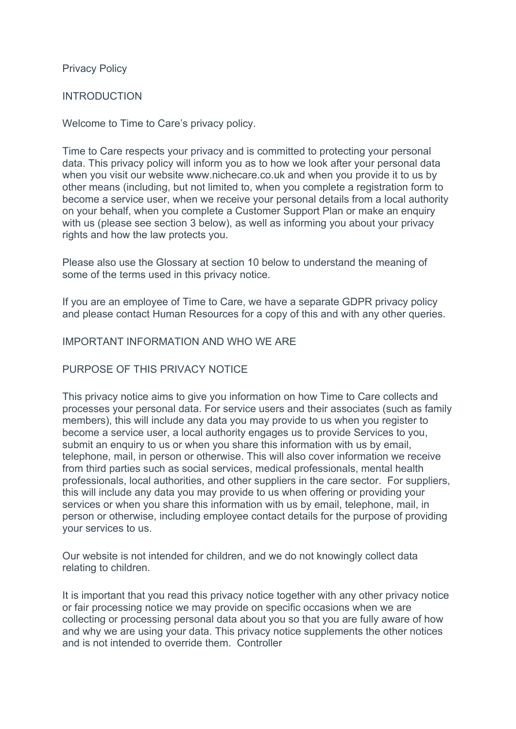# Privacy Policy

## INTRODUCTION

Welcome to Time to Care's privacy policy.

Time to Care respects your privacy and is committed to protecting your personal data. This privacy policy will inform you as to how we look after your personal data when you visit our website www.nichecare.co.uk and when you provide it to us by other means (including, but not limited to, when you complete a registration form to become a service user, when we receive your personal details from a local authority on your behalf, when you complete a Customer Support Plan or make an enquiry with us (please see section 3 below), as well as informing you about your privacy rights and how the law protects you.

Please also use the Glossary at section 10 below to understand the meaning of some of the terms used in this privacy notice.

If you are an employee of Time to Care, we have a separate GDPR privacy policy and please contact Human Resources for a copy of this and with any other queries.

## IMPORTANT INFORMATION AND WHO WE ARE

### PURPOSE OF THIS PRIVACY NOTICE

This privacy notice aims to give you information on how Time to Care collects and processes your personal data. For service users and their associates (such as family members), this will include any data you may provide to us when you register to become a service user, a local authority engages us to provide Services to you, submit an enquiry to us or when you share this information with us by email, telephone, mail, in person or otherwise. This will also cover information we receive from third parties such as social services, medical professionals, mental health professionals, local authorities, and other suppliers in the care sector. For suppliers, this will include any data you may provide to us when offering or providing your services or when you share this information with us by email, telephone, mail, in person or otherwise, including employee contact details for the purpose of providing your services to us.

Our website is not intended for children, and we do not knowingly collect data relating to children.

It is important that you read this privacy notice together with any other privacy notice or fair processing notice we may provide on specific occasions when we are collecting or processing personal data about you so that you are fully aware of how and why we are using your data. This privacy notice supplements the other notices and is not intended to override them. Controller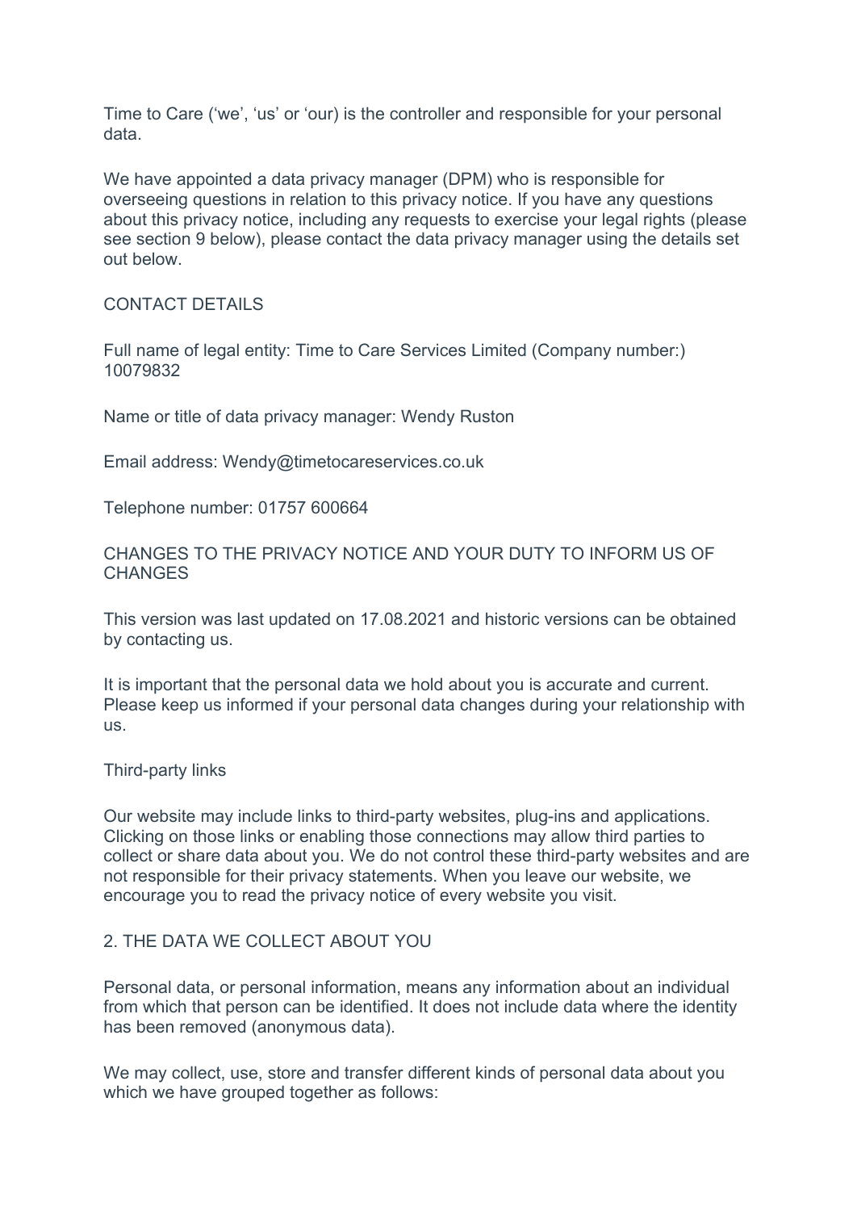Time to Care ('we', 'us' or 'our) is the controller and responsible for your personal data.

We have appointed a data privacy manager (DPM) who is responsible for overseeing questions in relation to this privacy notice. If you have any questions about this privacy notice, including any requests to exercise your legal rights (please see section 9 below), please contact the data privacy manager using the details set out below.

## CONTACT DETAILS

Full name of legal entity: Time to Care Services Limited (Company number:) 10079832

Name or title of data privacy manager: Wendy Ruston

Email address: Wendy@timetocareservices.co.uk

Telephone number: 01757 600664

## CHANGES TO THE PRIVACY NOTICE AND YOUR DUTY TO INFORM US OF CHANGES

This version was last updated on 17.08.2021 and historic versions can be obtained by contacting us.

It is important that the personal data we hold about you is accurate and current. Please keep us informed if your personal data changes during your relationship with us.

### Third-party links

Our website may include links to third-party websites, plug-ins and applications. Clicking on those links or enabling those connections may allow third parties to collect or share data about you. We do not control these third-party websites and are not responsible for their privacy statements. When you leave our website, we encourage you to read the privacy notice of every website you visit.

## 2. THE DATA WE COLLECT ABOUT YOU

Personal data, or personal information, means any information about an individual from which that person can be identified. It does not include data where the identity has been removed (anonymous data).

We may collect, use, store and transfer different kinds of personal data about you which we have grouped together as follows: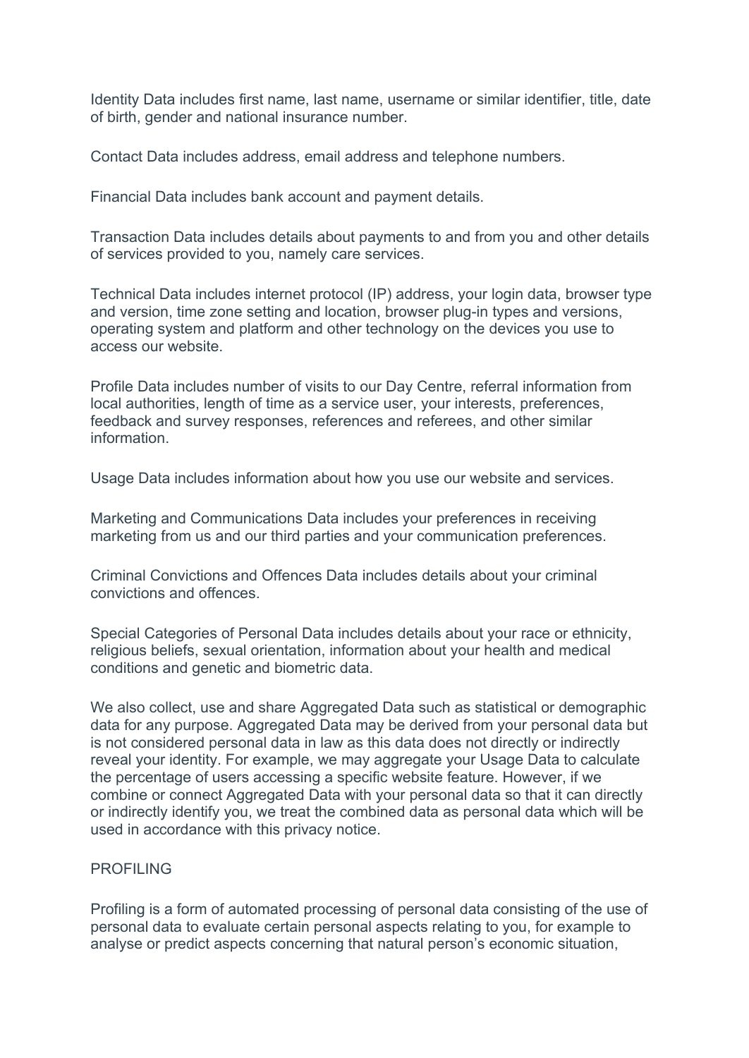Identity Data includes first name, last name, username or similar identifier, title, date of birth, gender and national insurance number.

Contact Data includes address, email address and telephone numbers.

Financial Data includes bank account and payment details.

Transaction Data includes details about payments to and from you and other details of services provided to you, namely care services.

Technical Data includes internet protocol (IP) address, your login data, browser type and version, time zone setting and location, browser plug-in types and versions, operating system and platform and other technology on the devices you use to access our website.

Profile Data includes number of visits to our Day Centre, referral information from local authorities, length of time as a service user, your interests, preferences, feedback and survey responses, references and referees, and other similar information.

Usage Data includes information about how you use our website and services.

Marketing and Communications Data includes your preferences in receiving marketing from us and our third parties and your communication preferences.

Criminal Convictions and Offences Data includes details about your criminal convictions and offences.

Special Categories of Personal Data includes details about your race or ethnicity, religious beliefs, sexual orientation, information about your health and medical conditions and genetic and biometric data.

We also collect, use and share Aggregated Data such as statistical or demographic data for any purpose. Aggregated Data may be derived from your personal data but is not considered personal data in law as this data does not directly or indirectly reveal your identity. For example, we may aggregate your Usage Data to calculate the percentage of users accessing a specific website feature. However, if we combine or connect Aggregated Data with your personal data so that it can directly or indirectly identify you, we treat the combined data as personal data which will be used in accordance with this privacy notice.

## PROFILING

Profiling is a form of automated processing of personal data consisting of the use of personal data to evaluate certain personal aspects relating to you, for example to analyse or predict aspects concerning that natural person's economic situation,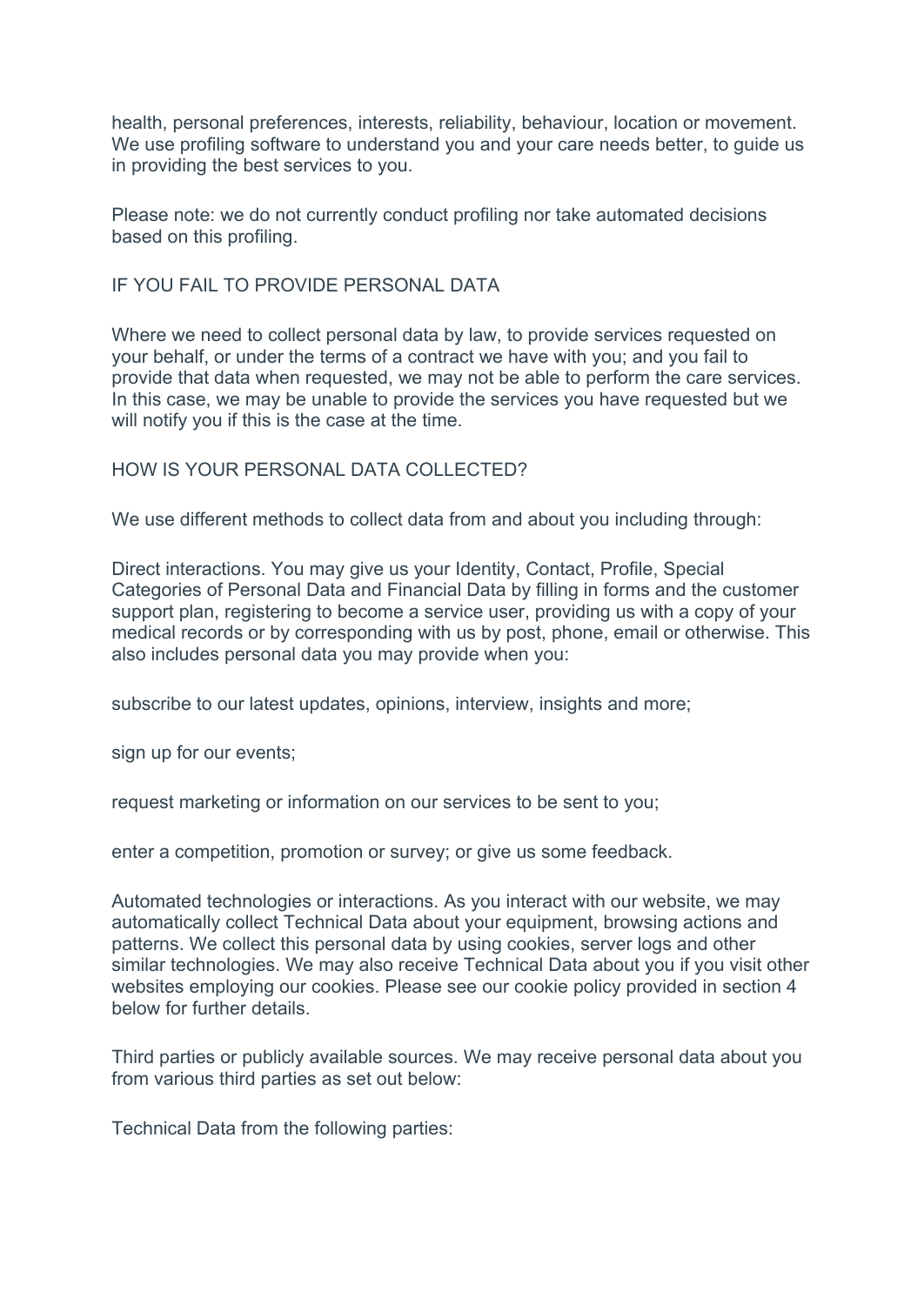health, personal preferences, interests, reliability, behaviour, location or movement. We use profiling software to understand you and your care needs better, to guide us in providing the best services to you.

Please note: we do not currently conduct profiling nor take automated decisions based on this profiling.

## IF YOU FAIL TO PROVIDE PERSONAL DATA

Where we need to collect personal data by law, to provide services requested on your behalf, or under the terms of a contract we have with you; and you fail to provide that data when requested, we may not be able to perform the care services. In this case, we may be unable to provide the services you have requested but we will notify you if this is the case at the time.

## HOW IS YOUR PERSONAL DATA COLLECTED?

We use different methods to collect data from and about you including through:

Direct interactions. You may give us your Identity, Contact, Profile, Special Categories of Personal Data and Financial Data by filling in forms and the customer support plan, registering to become a service user, providing us with a copy of your medical records or by corresponding with us by post, phone, email or otherwise. This also includes personal data you may provide when you:

subscribe to our latest updates, opinions, interview, insights and more;

sign up for our events;

request marketing or information on our services to be sent to you;

enter a competition, promotion or survey; or give us some feedback.

Automated technologies or interactions. As you interact with our website, we may automatically collect Technical Data about your equipment, browsing actions and patterns. We collect this personal data by using cookies, server logs and other similar technologies. We may also receive Technical Data about you if you visit other websites employing our cookies. Please see our cookie policy provided in section 4 below for further details.

Third parties or publicly available sources. We may receive personal data about you from various third parties as set out below:

Technical Data from the following parties: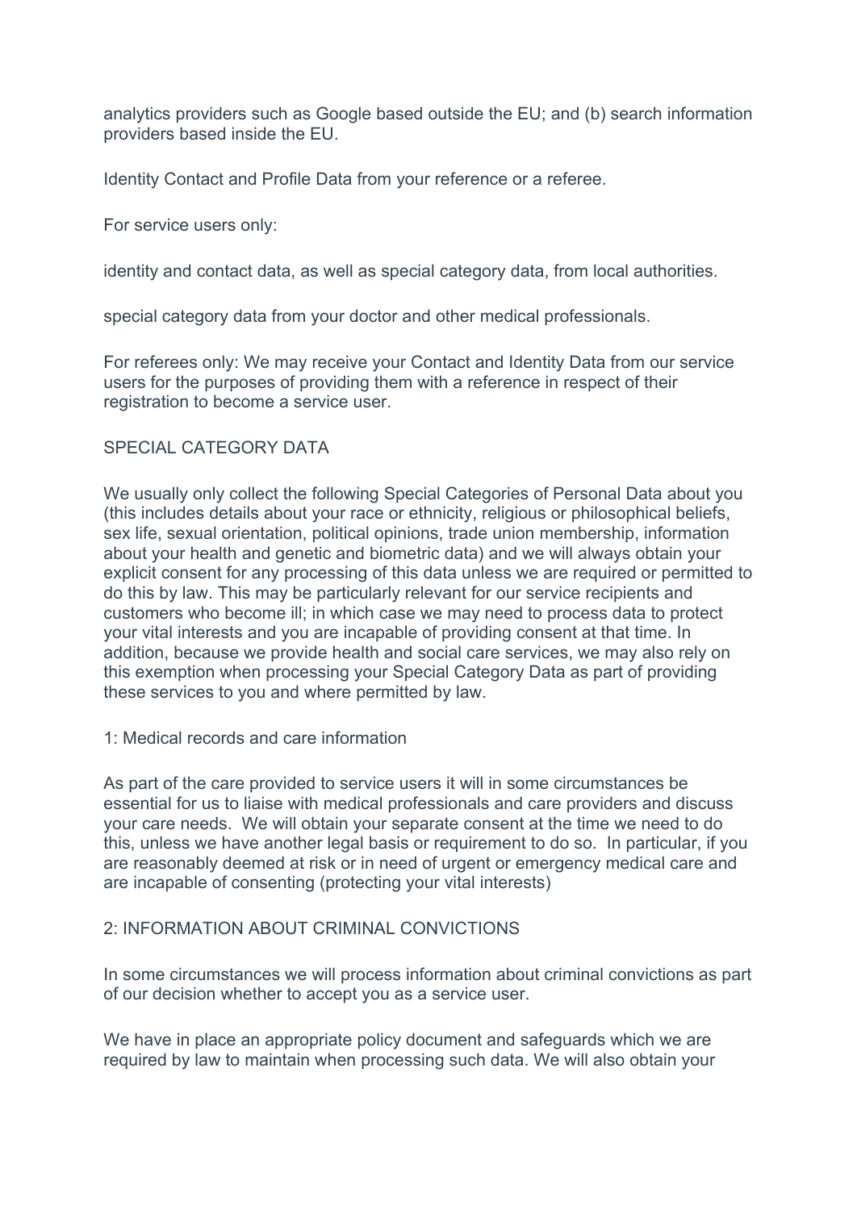analytics providers such as Google based outside the EU; and (b) search information providers based inside the EU.

Identity Contact and Profile Data from your reference or a referee.

For service users only:

identity and contact data, as well as special category data, from local authorities.

special category data from your doctor and other medical professionals.

For referees only: We may receive your Contact and Identity Data from our service users for the purposes of providing them with a reference in respect of their registration to become a service user.

## SPECIAL CATEGORY DATA

We usually only collect the following Special Categories of Personal Data about you (this includes details about your race or ethnicity, religious or philosophical beliefs, sex life, sexual orientation, political opinions, trade union membership, information about your health and genetic and biometric data) and we will always obtain your explicit consent for any processing of this data unless we are required or permitted to do this by law. This may be particularly relevant for our service recipients and customers who become ill; in which case we may need to process data to protect your vital interests and you are incapable of providing consent at that time. In addition, because we provide health and social care services, we may also rely on this exemption when processing your Special Category Data as part of providing these services to you and where permitted by law.

### 1: Medical records and care information

As part of the care provided to service users it will in some circumstances be essential for us to liaise with medical professionals and care providers and discuss your care needs. We will obtain your separate consent at the time we need to do this, unless we have another legal basis or requirement to do so. In particular, if you are reasonably deemed at risk or in need of urgent or emergency medical care and are incapable of consenting (protecting your vital interests)

### 2: INFORMATION ABOUT CRIMINAL CONVICTIONS

In some circumstances we will process information about criminal convictions as part of our decision whether to accept you as a service user.

We have in place an appropriate policy document and safeguards which we are required by law to maintain when processing such data. We will also obtain your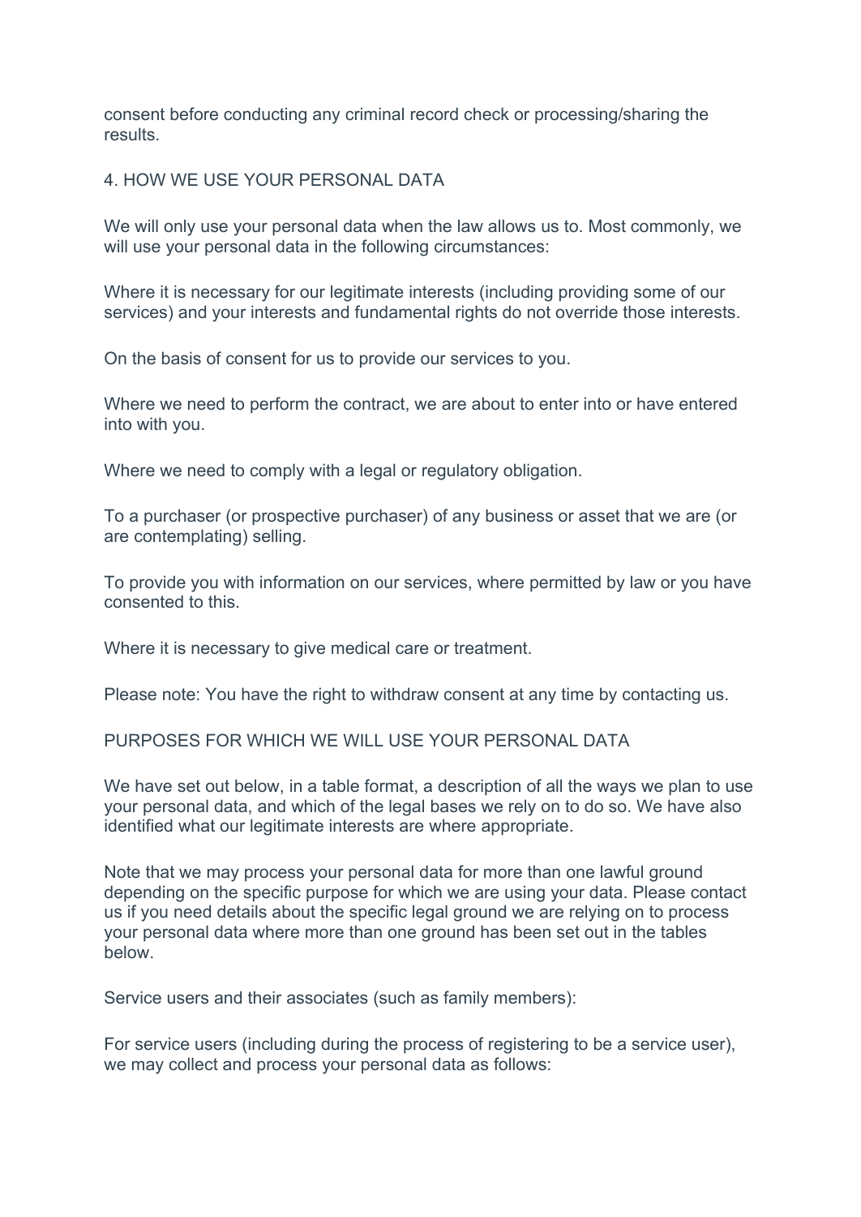consent before conducting any criminal record check or processing/sharing the results.

## 4. HOW WE USE YOUR PERSONAL DATA

We will only use your personal data when the law allows us to. Most commonly, we will use your personal data in the following circumstances:

Where it is necessary for our legitimate interests (including providing some of our services) and your interests and fundamental rights do not override those interests.

On the basis of consent for us to provide our services to you.

Where we need to perform the contract, we are about to enter into or have entered into with you.

Where we need to comply with a legal or regulatory obligation.

To a purchaser (or prospective purchaser) of any business or asset that we are (or are contemplating) selling.

To provide you with information on our services, where permitted by law or you have consented to this.

Where it is necessary to give medical care or treatment.

Please note: You have the right to withdraw consent at any time by contacting us.

## PURPOSES FOR WHICH WE WILL USE YOUR PERSONAL DATA

We have set out below, in a table format, a description of all the ways we plan to use your personal data, and which of the legal bases we rely on to do so. We have also identified what our legitimate interests are where appropriate.

Note that we may process your personal data for more than one lawful ground depending on the specific purpose for which we are using your data. Please contact us if you need details about the specific legal ground we are relying on to process your personal data where more than one ground has been set out in the tables below.

Service users and their associates (such as family members):

For service users (including during the process of registering to be a service user), we may collect and process your personal data as follows: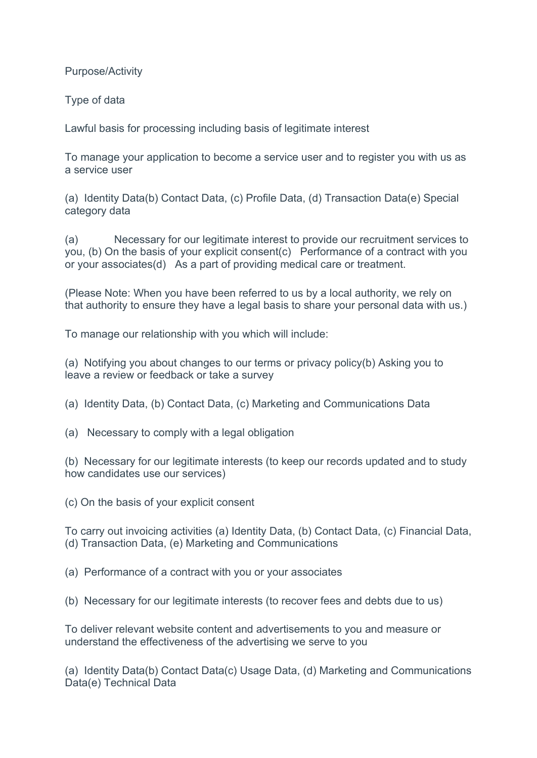Purpose/Activity

Type of data

Lawful basis for processing including basis of legitimate interest

To manage your application to become a service user and to register you with us as a service user

(a) Identity Data(b) Contact Data, (c) Profile Data, (d) Transaction Data(e) Special category data

(a) Necessary for our legitimate interest to provide our recruitment services to you, (b) On the basis of your explicit consent(c) Performance of a contract with you or your associates(d) As a part of providing medical care or treatment.

(Please Note: When you have been referred to us by a local authority, we rely on that authority to ensure they have a legal basis to share your personal data with us.)

To manage our relationship with you which will include:

(a) Notifying you about changes to our terms or privacy policy(b) Asking you to leave a review or feedback or take a survey

(a) Identity Data, (b) Contact Data, (c) Marketing and Communications Data

(a) Necessary to comply with a legal obligation

(b) Necessary for our legitimate interests (to keep our records updated and to study how candidates use our services)

(c) On the basis of your explicit consent

To carry out invoicing activities (a) Identity Data, (b) Contact Data, (c) Financial Data, (d) Transaction Data, (e) Marketing and Communications

(a) Performance of a contract with you or your associates

(b) Necessary for our legitimate interests (to recover fees and debts due to us)

To deliver relevant website content and advertisements to you and measure or understand the effectiveness of the advertising we serve to you

(a) Identity Data(b) Contact Data(c) Usage Data, (d) Marketing and Communications Data(e) Technical Data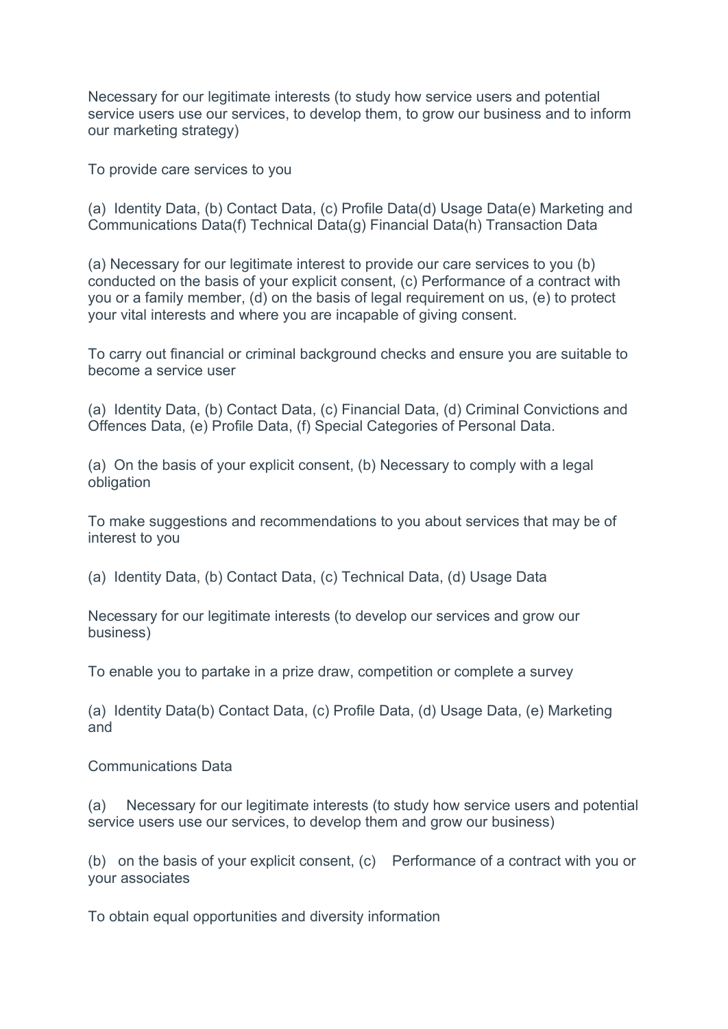Necessary for our legitimate interests (to study how service users and potential service users use our services, to develop them, to grow our business and to inform our marketing strategy)

To provide care services to you

(a) Identity Data, (b) Contact Data, (c) Profile Data(d) Usage Data(e) Marketing and Communications Data(f) Technical Data(g) Financial Data(h) Transaction Data

(a) Necessary for our legitimate interest to provide our care services to you (b) conducted on the basis of your explicit consent, (c) Performance of a contract with you or a family member, (d) on the basis of legal requirement on us, (e) to protect your vital interests and where you are incapable of giving consent.

To carry out financial or criminal background checks and ensure you are suitable to become a service user

(a) Identity Data, (b) Contact Data, (c) Financial Data, (d) Criminal Convictions and Offences Data, (e) Profile Data, (f) Special Categories of Personal Data.

(a) On the basis of your explicit consent, (b) Necessary to comply with a legal obligation

To make suggestions and recommendations to you about services that may be of interest to you

(a) Identity Data, (b) Contact Data, (c) Technical Data, (d) Usage Data

Necessary for our legitimate interests (to develop our services and grow our business)

To enable you to partake in a prize draw, competition or complete a survey

(a) Identity Data(b) Contact Data, (c) Profile Data, (d) Usage Data, (e) Marketing and

Communications Data

(a) Necessary for our legitimate interests (to study how service users and potential service users use our services, to develop them and grow our business)

(b) on the basis of your explicit consent, (c) Performance of a contract with you or your associates

To obtain equal opportunities and diversity information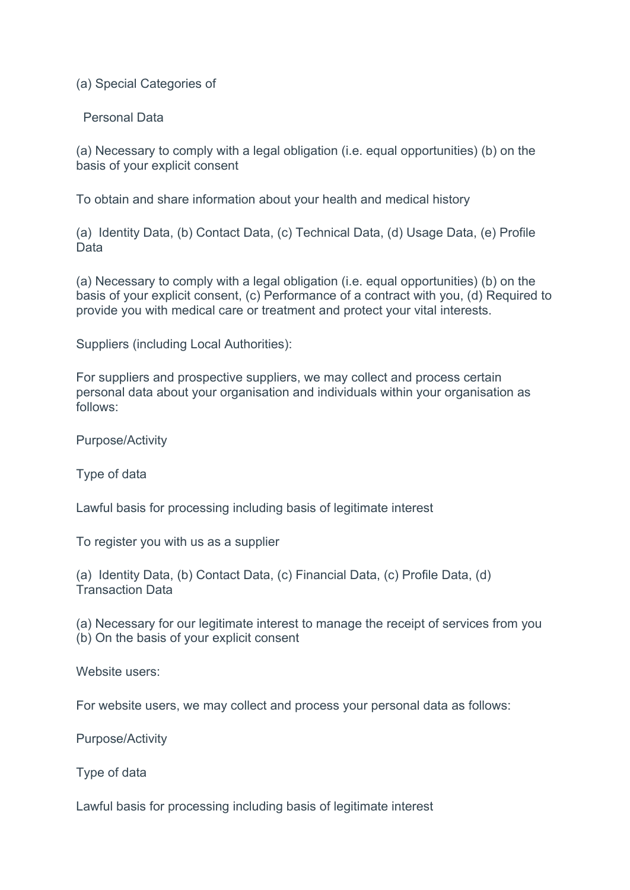(a) Special Categories of

Personal Data

(a) Necessary to comply with a legal obligation (i.e. equal opportunities) (b) on the basis of your explicit consent

To obtain and share information about your health and medical history

(a) Identity Data, (b) Contact Data, (c) Technical Data, (d) Usage Data, (e) Profile Data

(a) Necessary to comply with a legal obligation (i.e. equal opportunities) (b) on the basis of your explicit consent, (c) Performance of a contract with you, (d) Required to provide you with medical care or treatment and protect your vital interests.

Suppliers (including Local Authorities):

For suppliers and prospective suppliers, we may collect and process certain personal data about your organisation and individuals within your organisation as follows:

Purpose/Activity

Type of data

Lawful basis for processing including basis of legitimate interest

To register you with us as a supplier

(a) Identity Data, (b) Contact Data, (c) Financial Data, (c) Profile Data, (d) Transaction Data

(a) Necessary for our legitimate interest to manage the receipt of services from you (b) On the basis of your explicit consent

Website users:

For website users, we may collect and process your personal data as follows:

Purpose/Activity

Type of data

Lawful basis for processing including basis of legitimate interest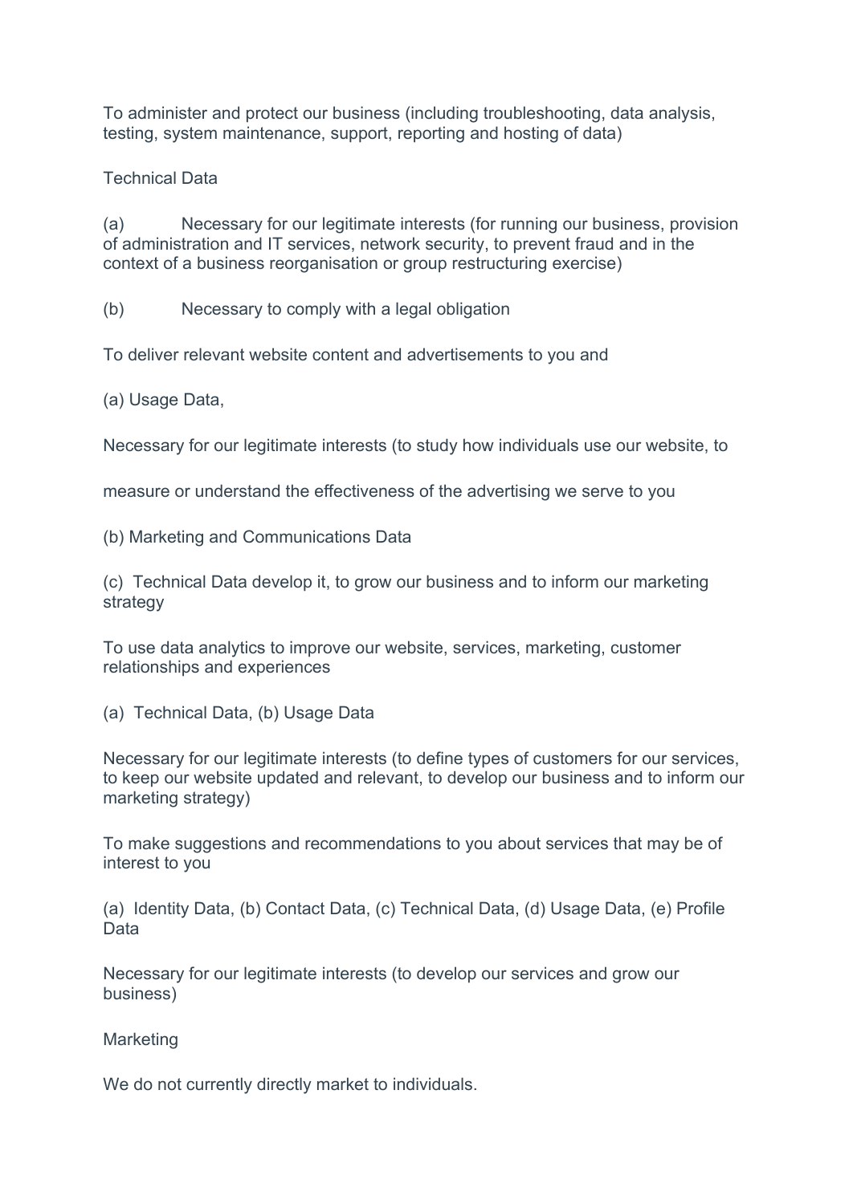To administer and protect our business (including troubleshooting, data analysis, testing, system maintenance, support, reporting and hosting of data)

Technical Data

(a) Necessary for our legitimate interests (for running our business, provision of administration and IT services, network security, to prevent fraud and in the context of a business reorganisation or group restructuring exercise)

(b) Necessary to comply with a legal obligation

To deliver relevant website content and advertisements to you and

(a) Usage Data,

Necessary for our legitimate interests (to study how individuals use our website, to

measure or understand the effectiveness of the advertising we serve to you

(b) Marketing and Communications Data

(c) Technical Data develop it, to grow our business and to inform our marketing strategy

To use data analytics to improve our website, services, marketing, customer relationships and experiences

(a) Technical Data, (b) Usage Data

Necessary for our legitimate interests (to define types of customers for our services, to keep our website updated and relevant, to develop our business and to inform our marketing strategy)

To make suggestions and recommendations to you about services that may be of interest to you

(a) Identity Data, (b) Contact Data, (c) Technical Data, (d) Usage Data, (e) Profile Data

Necessary for our legitimate interests (to develop our services and grow our business)

Marketing

We do not currently directly market to individuals.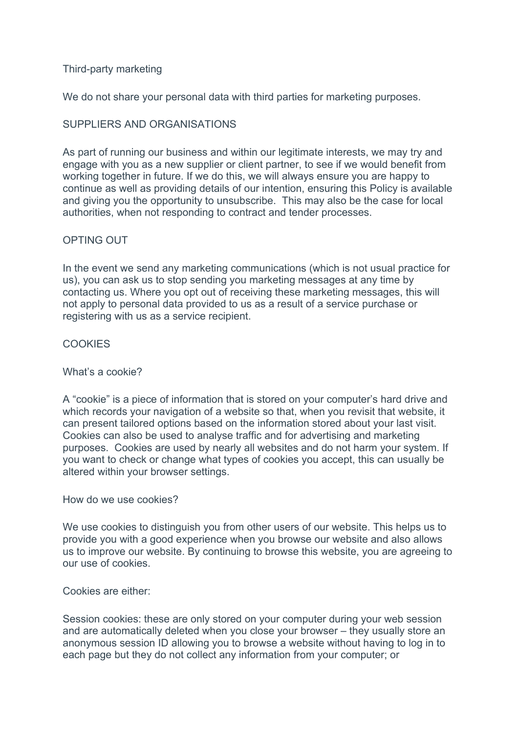### Third-party marketing

We do not share your personal data with third parties for marketing purposes.

## SUPPLIERS AND ORGANISATIONS

As part of running our business and within our legitimate interests, we may try and engage with you as a new supplier or client partner, to see if we would benefit from working together in future. If we do this, we will always ensure you are happy to continue as well as providing details of our intention, ensuring this Policy is available and giving you the opportunity to unsubscribe.  This may also be the case for local authorities, when not responding to contract and tender processes.

## OPTING OUT

In the event we send any marketing communications (which is not usual practice for us), you can ask us to stop sending you marketing messages at any time by contacting us. Where you opt out of receiving these marketing messages, this will not apply to personal data provided to us as a result of a service purchase or registering with us as a service recipient.

## COOKIES

### What's a cookie?

A "cookie" is a piece of information that is stored on your computer's hard drive and which records your navigation of a website so that, when you revisit that website, it can present tailored options based on the information stored about your last visit. Cookies can also be used to analyse traffic and for advertising and marketing purposes.  Cookies are used by nearly all websites and do not harm your system. If you want to check or change what types of cookies you accept, this can usually be altered within your browser settings.

### How do we use cookies?

We use cookies to distinguish you from other users of our website. This helps us to provide you with a good experience when you browse our website and also allows us to improve our website. By continuing to browse this website, you are agreeing to our use of cookies.

Cookies are either:

Session cookies: these are only stored on your computer during your web session and are automatically deleted when you close your browser – they usually store an anonymous session ID allowing you to browse a website without having to log in to each page but they do not collect any information from your computer; or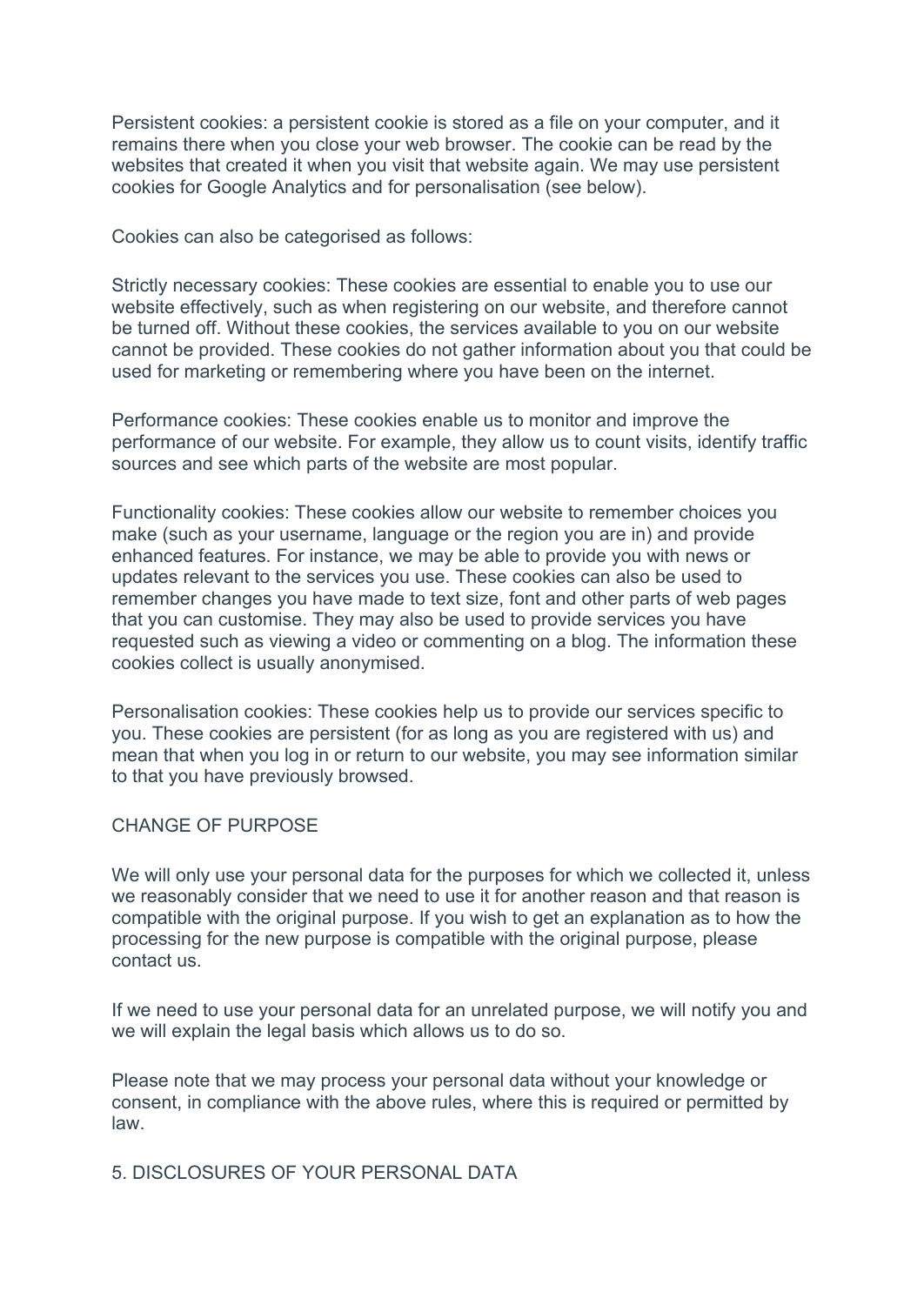Persistent cookies: a persistent cookie is stored as a file on your computer, and it remains there when you close your web browser. The cookie can be read by the websites that created it when you visit that website again. We may use persistent cookies for Google Analytics and for personalisation (see below).

Cookies can also be categorised as follows:

Strictly necessary cookies: These cookies are essential to enable you to use our website effectively, such as when registering on our website, and therefore cannot be turned off. Without these cookies, the services available to you on our website cannot be provided. These cookies do not gather information about you that could be used for marketing or remembering where you have been on the internet.

Performance cookies: These cookies enable us to monitor and improve the performance of our website. For example, they allow us to count visits, identify traffic sources and see which parts of the website are most popular.

Functionality cookies: These cookies allow our website to remember choices you make (such as your username, language or the region you are in) and provide enhanced features. For instance, we may be able to provide you with news or updates relevant to the services you use. These cookies can also be used to remember changes you have made to text size, font and other parts of web pages that you can customise. They may also be used to provide services you have requested such as viewing a video or commenting on a blog. The information these cookies collect is usually anonymised.

Personalisation cookies: These cookies help us to provide our services specific to you. These cookies are persistent (for as long as you are registered with us) and mean that when you log in or return to our website, you may see information similar to that you have previously browsed.

## CHANGE OF PURPOSE

We will only use your personal data for the purposes for which we collected it, unless we reasonably consider that we need to use it for another reason and that reason is compatible with the original purpose. If you wish to get an explanation as to how the processing for the new purpose is compatible with the original purpose, please contact us.

If we need to use your personal data for an unrelated purpose, we will notify you and we will explain the legal basis which allows us to do so.

Please note that we may process your personal data without your knowledge or consent, in compliance with the above rules, where this is required or permitted by law.

## 5. DISCLOSURES OF YOUR PERSONAL DATA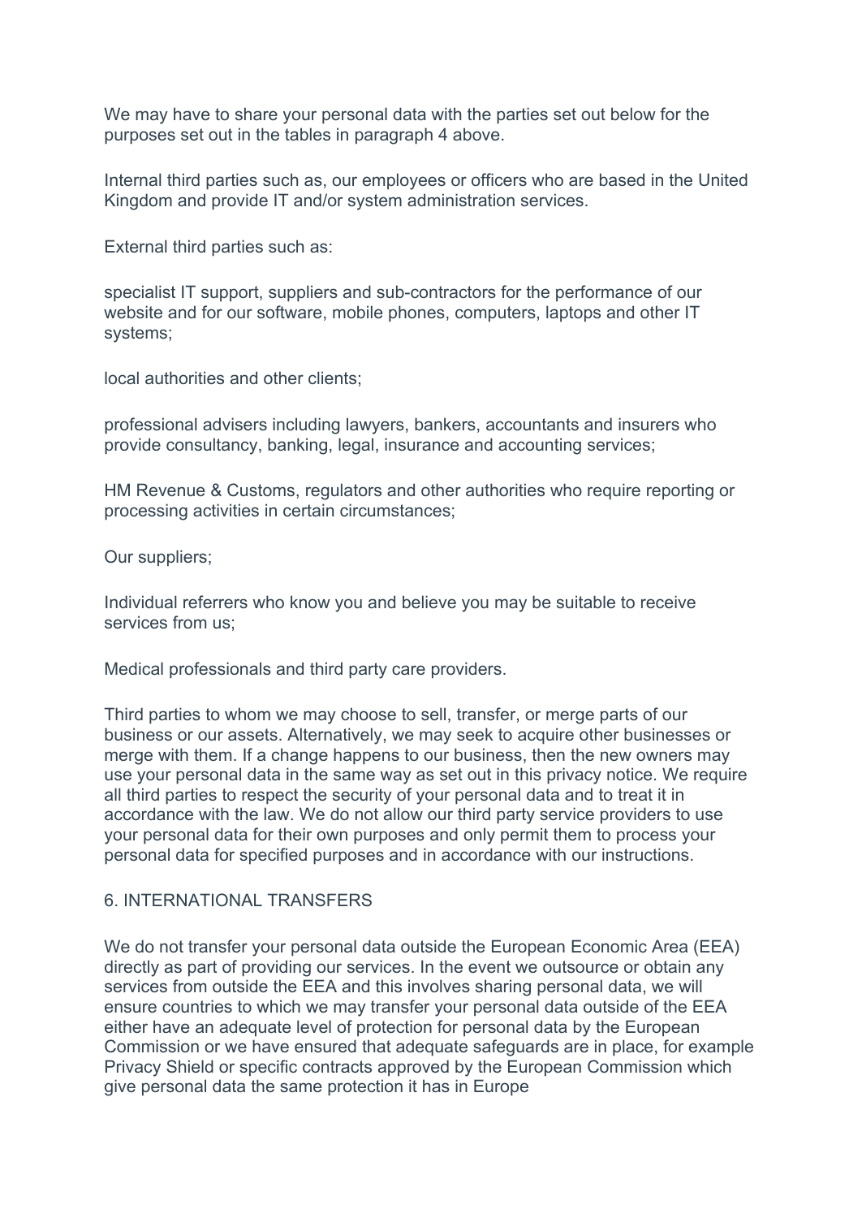We may have to share your personal data with the parties set out below for the purposes set out in the tables in paragraph 4 above.

Internal third parties such as, our employees or officers who are based in the United Kingdom and provide IT and/or system administration services.

External third parties such as:

specialist IT support, suppliers and sub-contractors for the performance of our website and for our software, mobile phones, computers, laptops and other IT systems;

local authorities and other clients;

professional advisers including lawyers, bankers, accountants and insurers who provide consultancy, banking, legal, insurance and accounting services;

HM Revenue & Customs, regulators and other authorities who require reporting or processing activities in certain circumstances;

Our suppliers;

Individual referrers who know you and believe you may be suitable to receive services from us;

Medical professionals and third party care providers.

Third parties to whom we may choose to sell, transfer, or merge parts of our business or our assets. Alternatively, we may seek to acquire other businesses or merge with them. If a change happens to our business, then the new owners may use your personal data in the same way as set out in this privacy notice. We require all third parties to respect the security of your personal data and to treat it in accordance with the law. We do not allow our third party service providers to use your personal data for their own purposes and only permit them to process your personal data for specified purposes and in accordance with our instructions.

## 6. INTERNATIONAL TRANSFERS

We do not transfer your personal data outside the European Economic Area (EEA) directly as part of providing our services. In the event we outsource or obtain any services from outside the EEA and this involves sharing personal data, we will ensure countries to which we may transfer your personal data outside of the EEA either have an adequate level of protection for personal data by the European Commission or we have ensured that adequate safeguards are in place, for example Privacy Shield or specific contracts approved by the European Commission which give personal data the same protection it has in Europe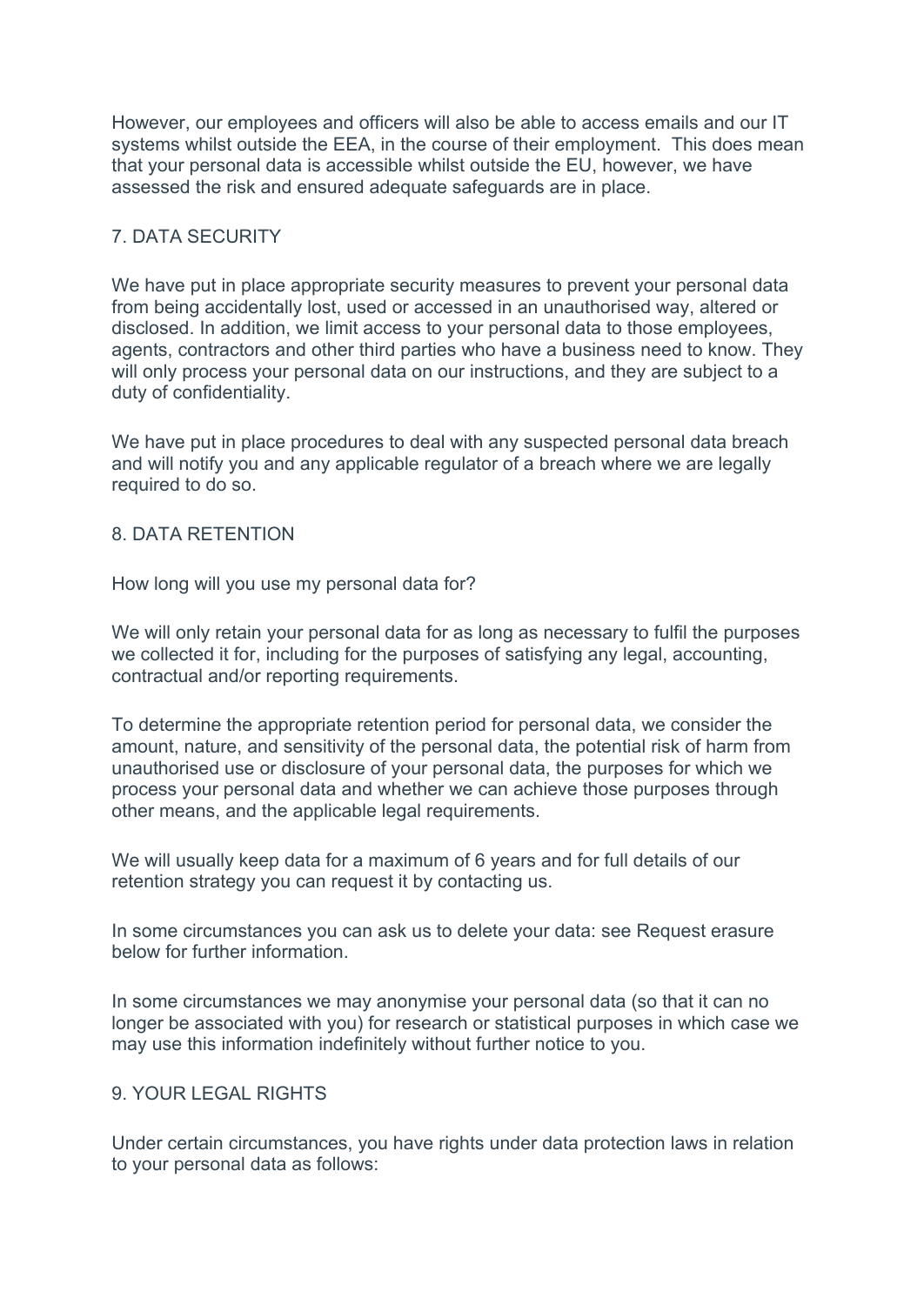However, our employees and officers will also be able to access emails and our IT systems whilst outside the EEA, in the course of their employment.  This does mean that your personal data is accessible whilst outside the EU, however, we have assessed the risk and ensured adequate safeguards are in place.

## 7. DATA SECURITY

We have put in place appropriate security measures to prevent your personal data from being accidentally lost, used or accessed in an unauthorised way, altered or disclosed. In addition, we limit access to your personal data to those employees, agents, contractors and other third parties who have a business need to know. They will only process your personal data on our instructions, and they are subject to a duty of confidentiality.

We have put in place procedures to deal with any suspected personal data breach and will notify you and any applicable regulator of a breach where we are legally required to do so.

## 8. DATA RETENTION

How long will you use my personal data for?

We will only retain your personal data for as long as necessary to fulfil the purposes we collected it for, including for the purposes of satisfying any legal, accounting, contractual and/or reporting requirements.

To determine the appropriate retention period for personal data, we consider the amount, nature, and sensitivity of the personal data, the potential risk of harm from unauthorised use or disclosure of your personal data, the purposes for which we process your personal data and whether we can achieve those purposes through other means, and the applicable legal requirements.

We will usually keep data for a maximum of 6 years and for full details of our retention strategy you can request it by contacting us.

In some circumstances you can ask us to delete your data: see Request erasure below for further information.

In some circumstances we may anonymise your personal data (so that it can no longer be associated with you) for research or statistical purposes in which case we may use this information indefinitely without further notice to you.

## 9. YOUR LEGAL RIGHTS

Under certain circumstances, you have rights under data protection laws in relation to your personal data as follows: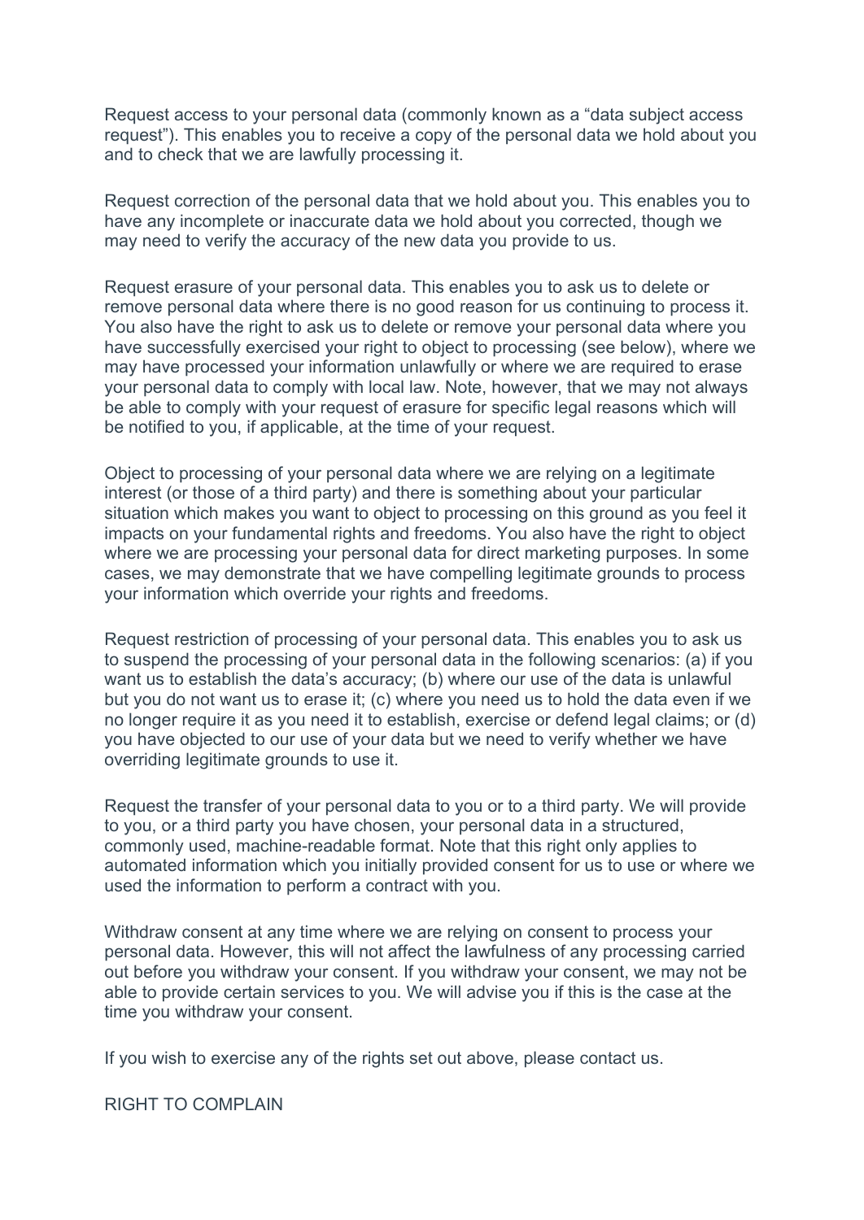Request access to your personal data (commonly known as a "data subject access request"). This enables you to receive a copy of the personal data we hold about you and to check that we are lawfully processing it.

Request correction of the personal data that we hold about you. This enables you to have any incomplete or inaccurate data we hold about you corrected, though we may need to verify the accuracy of the new data you provide to us.

Request erasure of your personal data. This enables you to ask us to delete or remove personal data where there is no good reason for us continuing to process it. You also have the right to ask us to delete or remove your personal data where you have successfully exercised your right to object to processing (see below), where we may have processed your information unlawfully or where we are required to erase your personal data to comply with local law. Note, however, that we may not always be able to comply with your request of erasure for specific legal reasons which will be notified to you, if applicable, at the time of your request.

Object to processing of your personal data where we are relying on a legitimate interest (or those of a third party) and there is something about your particular situation which makes you want to object to processing on this ground as you feel it impacts on your fundamental rights and freedoms. You also have the right to object where we are processing your personal data for direct marketing purposes. In some cases, we may demonstrate that we have compelling legitimate grounds to process your information which override your rights and freedoms.

Request restriction of processing of your personal data. This enables you to ask us to suspend the processing of your personal data in the following scenarios: (a) if you want us to establish the data's accuracy; (b) where our use of the data is unlawful but you do not want us to erase it; (c) where you need us to hold the data even if we no longer require it as you need it to establish, exercise or defend legal claims; or (d) you have objected to our use of your data but we need to verify whether we have overriding legitimate grounds to use it.

Request the transfer of your personal data to you or to a third party. We will provide to you, or a third party you have chosen, your personal data in a structured, commonly used, machine-readable format. Note that this right only applies to automated information which you initially provided consent for us to use or where we used the information to perform a contract with you.

Withdraw consent at any time where we are relying on consent to process your personal data. However, this will not affect the lawfulness of any processing carried out before you withdraw your consent. If you withdraw your consent, we may not be able to provide certain services to you. We will advise you if this is the case at the time you withdraw your consent.

If you wish to exercise any of the rights set out above, please contact us.

## RIGHT TO COMPLAIN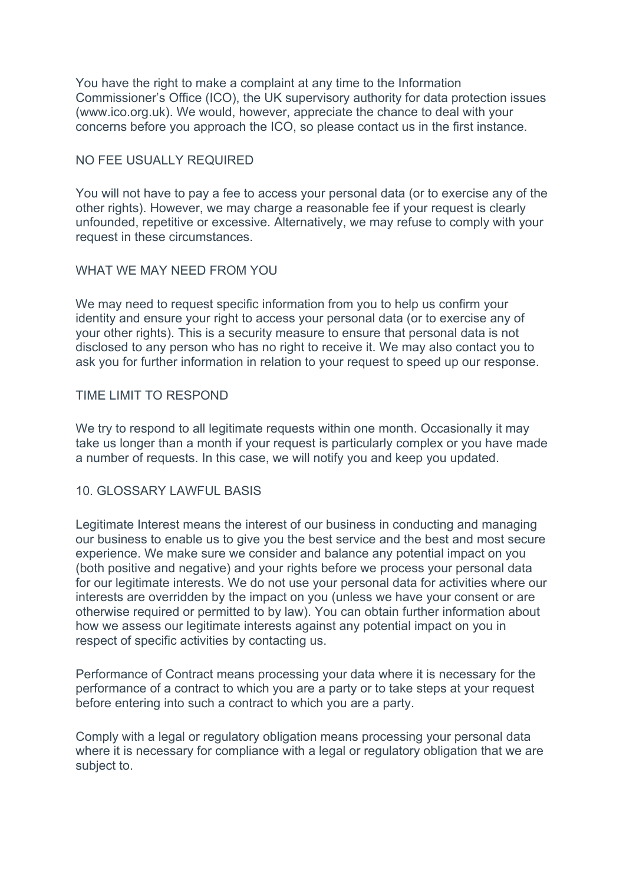You have the right to make a complaint at any time to the Information Commissioner's Office (ICO), the UK supervisory authority for data protection issues (www.ico.org.uk). We would, however, appreciate the chance to deal with your concerns before you approach the ICO, so please contact us in the first instance.

## NO FEE USUALLY REQUIRED

You will not have to pay a fee to access your personal data (or to exercise any of the other rights). However, we may charge a reasonable fee if your request is clearly unfounded, repetitive or excessive. Alternatively, we may refuse to comply with your request in these circumstances.

## WHAT WE MAY NEED FROM YOU

We may need to request specific information from you to help us confirm your identity and ensure your right to access your personal data (or to exercise any of your other rights). This is a security measure to ensure that personal data is not disclosed to any person who has no right to receive it. We may also contact you to ask you for further information in relation to your request to speed up our response.

## TIME LIMIT TO RESPOND

We try to respond to all legitimate requests within one month. Occasionally it may take us longer than a month if your request is particularly complex or you have made a number of requests. In this case, we will notify you and keep you updated.

## 10. GLOSSARY LAWFUL BASIS

Legitimate Interest means the interest of our business in conducting and managing our business to enable us to give you the best service and the best and most secure experience. We make sure we consider and balance any potential impact on you (both positive and negative) and your rights before we process your personal data for our legitimate interests. We do not use your personal data for activities where our interests are overridden by the impact on you (unless we have your consent or are otherwise required or permitted to by law). You can obtain further information about how we assess our legitimate interests against any potential impact on you in respect of specific activities by contacting us.

Performance of Contract means processing your data where it is necessary for the performance of a contract to which you are a party or to take steps at your request before entering into such a contract to which you are a party.

Comply with a legal or regulatory obligation means processing your personal data where it is necessary for compliance with a legal or regulatory obligation that we are subject to.